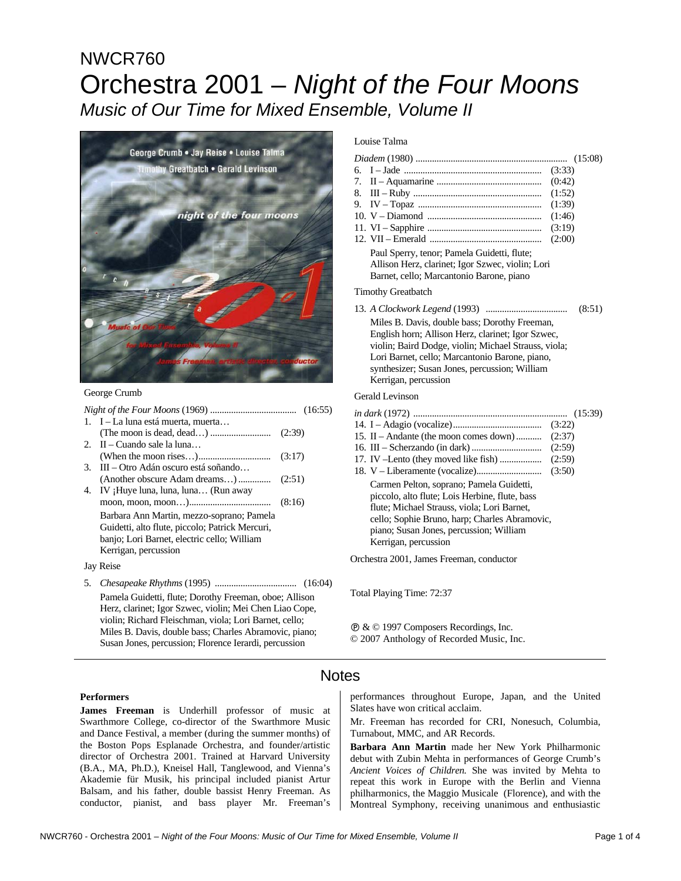NWCR760

# Orchestra 2001 – *Night of the Four Moons*

## *Music of Our Time for Mixed Ensemble, Volume II*

George Crumb

*Night of the Four Moons* (1969) .................................... (16:55)

1. I – La luna está muerta, muerta… (The moon is dead, dead…) .......................... (2:39)
2. II – Cuando sale la luna… (When the moon rises…)............................... (3:17)
3. III – Otro Adán oscuro está soñando… (Another obscure Adam dreams…) ............. (2:51)
4. IV ¡Huye luna, luna, luna… (Run away moon, moon, moon…).................................. (8:16)

Barbara Ann Martin, mezzo-soprano; Pamela Guidetti, alto flute, piccolo; Patrick Mercuri, banjo; Lori Barnet, electric cello; William Kerrigan, percussion

Jay Reise

5. *Chesapeake Rhythms* (1995) .................................. (16:04)

Pamela Guidetti, flute; Dorothy Freeman, oboe; Allison Herz, clarinet; Igor Szwec, violin; Mei Chen Liao Cope, violin; Richard Fleischman, viola; Lori Barnet, cello; Miles B. Davis, double bass; Charles Abramovic, piano; Susan Jones, percussion; Florence Ierardi, percussion

Louise Talma

*Diadem* (1980) ................................................................. (15:08)

6. I – Jade .......................................................... (3:33)
7. II – Aquamarine ............................................ (0:42)
8. III – Ruby ...................................................... (1:52)
9. IV – Topaz .................................................... (1:39)
10. V – Diamond ................................................ (1:46)
11. VI – Sapphire ................................................ (3:19)
12. VII – Emerald ............................................... (2:00)

Paul Sperry, tenor; Pamela Guidetti, flute; Allison Herz, clarinet; Igor Szwec, violin; Lori Barnet, cello; Marcantonio Barone, piano

Timothy Greatbatch

13. *A Clockwork Legend* (1993) .................................. (8:51)

Miles B. Davis, double bass; Dorothy Freeman, English horn; Allison Herz, clarinet; Igor Szwec, violin; Baird Dodge, violin; Michael Strauss, viola; Lori Barnet, cello; Marcantonio Barone, piano, synthesizer; Susan Jones, percussion; William Kerrigan, percussion

Gerald Levinson

*in dark* (1972) ................................................................. (15:39)

14. I – Adagio (vocalize)..................................... (3:22)
15. II – Andante (the moon comes down)........... (2:37)
16. III – Scherzando (in dark)............................. (2:59)
17. IV –Lento (they moved like fish) ................. (2:59)
18. V – Liberamente (vocalize)........................... (3:50)

Carmen Pelton, soprano; Pamela Guidetti, piccolo, alto flute; Lois Herbine, flute, bass flute; Michael Strauss, viola; Lori Barnet, cello; Sophie Bruno, harp; Charles Abramovic, piano; Susan Jones, percussion; William Kerrigan, percussion

Orchestra 2001, James Freeman, conductor

Total Playing Time: 72:37

℗ & © 1997 Composers Recordings, Inc.
© 2007 Anthology of Recorded Music, Inc.

## Notes

**Performers**

**James Freeman** is Underhill professor of music at Swarthmore College, co-director of the Swarthmore Music and Dance Festival, a member (during the summer months) of the Boston Pops Esplanade Orchestra, and founder/artistic director of Orchestra 2001. Trained at Harvard University (B.A., MA, Ph.D.), Kneisel Hall, Tanglewood, and Vienna's Akademie für Musik, his principal included pianist Artur Balsam, and his father, double bassist Henry Freeman. As conductor, pianist, and bass player Mr. Freeman's performances throughout Europe, Japan, and the United Slates have won critical acclaim.

Mr. Freeman has recorded for CRI, Nonesuch, Columbia, Turnabout, MMC, and AR Records.

**Barbara Ann Martin** made her New York Philharmonic debut with Zubin Mehta in performances of George Crumb's *Ancient Voices of Children.* She was invited by Mehta to repeat this work in Europe with the Berlin and Vienna philharmonics, the Maggio Musicale (Florence), and with the Montreal Symphony, receiving unanimous and enthusiastic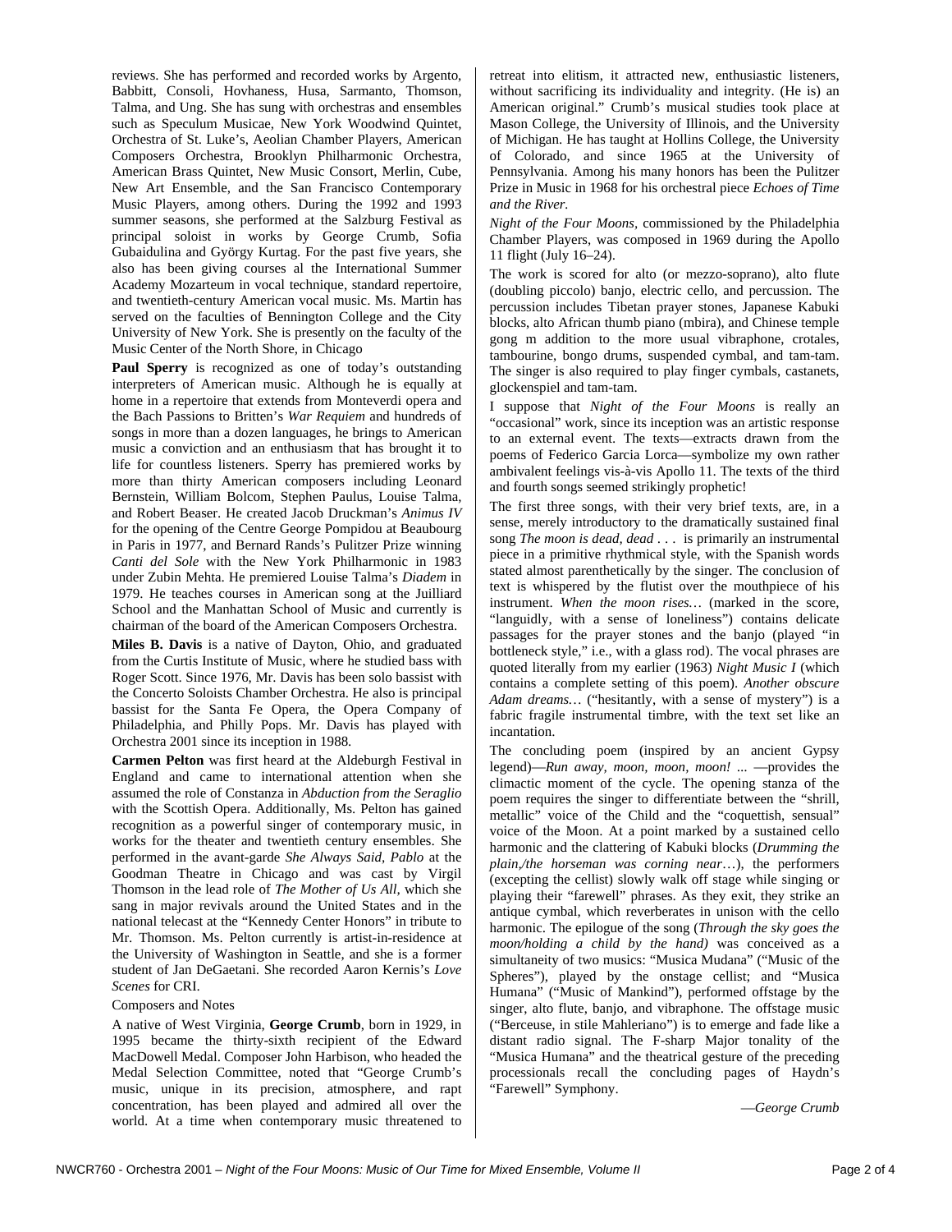reviews. She has performed and recorded works by Argento, Babbitt, Consoli, Hovhaness, Husa, Sarmanto, Thomson, Talma, and Ung. She has sung with orchestras and ensembles such as Speculum Musicae, New York Woodwind Quintet, Orchestra of St. Luke's, Aeolian Chamber Players, American Composers Orchestra, Brooklyn Philharmonic Orchestra, American Brass Quintet, New Music Consort, Merlin, Cube, New Art Ensemble, and the San Francisco Contemporary Music Players, among others. During the 1992 and 1993 summer seasons, she performed at the Salzburg Festival as principal soloist in works by George Crumb, Sofia Gubaidulina and György Kurtag. For the past five years, she also has been giving courses al the International Summer Academy Mozarteum in vocal technique, standard repertoire, and twentieth-century American vocal music. Ms. Martin has served on the faculties of Bennington College and the City University of New York. She is presently on the faculty of the Music Center of the North Shore, in Chicago

**Paul Sperry** is recognized as one of today's outstanding interpreters of American music. Although he is equally at home in a repertoire that extends from Monteverdi opera and the Bach Passions to Britten's *War Requiem* and hundreds of songs in more than a dozen languages, he brings to American music a conviction and an enthusiasm that has brought it to life for countless listeners. Sperry has premiered works by more than thirty American composers including Leonard Bernstein, William Bolcom, Stephen Paulus, Louise Talma, and Robert Beaser. He created Jacob Druckman's *Animus IV* for the opening of the Centre George Pompidou at Beaubourg in Paris in 1977, and Bernard Rands's Pulitzer Prize winning *Canti del Sole* with the New York Philharmonic in 1983 under Zubin Mehta. He premiered Louise Talma's *Diadem* in 1979. He teaches courses in American song at the Juilliard School and the Manhattan School of Music and currently is chairman of the board of the American Composers Orchestra.

**Miles B. Davis** is a native of Dayton, Ohio, and graduated from the Curtis Institute of Music, where he studied bass with Roger Scott. Since 1976, Mr. Davis has been solo bassist with the Concerto Soloists Chamber Orchestra. He also is principal bassist for the Santa Fe Opera, the Opera Company of Philadelphia, and Philly Pops. Mr. Davis has played with Orchestra 2001 since its inception in 1988.

**Carmen Pelton** was first heard at the Aldeburgh Festival in England and came to international attention when she assumed the role of Constanza in *Abduction from the Seraglio* with the Scottish Opera. Additionally, Ms. Pelton has gained recognition as a powerful singer of contemporary music, in works for the theater and twentieth century ensembles. She performed in the avant-garde *She Always Said, Pablo* at the Goodman Theatre in Chicago and was cast by Virgil Thomson in the lead role of *The Mother of Us All,* which she sang in major revivals around the United States and in the national telecast at the "Kennedy Center Honors" in tribute to Mr. Thomson. Ms. Pelton currently is artist-in-residence at the University of Washington in Seattle, and she is a former student of Jan DeGaetani. She recorded Aaron Kernis's *Love Scenes* for CRI.

Composers and Notes

A native of West Virginia, **George Crumb**, born in 1929, in 1995 became the thirty-sixth recipient of the Edward MacDowell Medal. Composer John Harbison, who headed the Medal Selection Committee, noted that "George Crumb's music, unique in its precision, atmosphere, and rapt concentration, has been played and admired all over the world. At a time when contemporary music threatened to retreat into elitism, it attracted new, enthusiastic listeners, without sacrificing its individuality and integrity. (He is) an American original." Crumb's musical studies took place at Mason College, the University of Illinois, and the University of Michigan. He has taught at Hollins College, the University of Colorado, and since 1965 at the University of Pennsylvania. Among his many honors has been the Pulitzer Prize in Music in 1968 for his orchestral piece *Echoes of Time and the River.*

*Night of the Four Moons,* commissioned by the Philadelphia Chamber Players, was composed in 1969 during the Apollo 11 flight (July 16–24).

The work is scored for alto (or mezzo-soprano), alto flute (doubling piccolo) banjo, electric cello, and percussion. The percussion includes Tibetan prayer stones, Japanese Kabuki blocks, alto African thumb piano (mbira), and Chinese temple gong m addition to the more usual vibraphone, crotales, tambourine, bongo drums, suspended cymbal, and tam-tam. The singer is also required to play finger cymbals, castanets, glockenspiel and tam-tam.

I suppose that *Night of the Four Moons* is really an "occasional" work, since its inception was an artistic response to an external event. The texts—extracts drawn from the poems of Federico Garcia Lorca—symbolize my own rather ambivalent feelings vis-à-vis Apollo 11. The texts of the third and fourth songs seemed strikingly prophetic!

The first three songs, with their very brief texts, are, in a sense, merely introductory to the dramatically sustained final song *The moon is dead, dead . . .* is primarily an instrumental piece in a primitive rhythmical style, with the Spanish words stated almost parenthetically by the singer. The conclusion of text is whispered by the flutist over the mouthpiece of his instrument. *When the moon rises…* (marked in the score, "languidly, with a sense of loneliness") contains delicate passages for the prayer stones and the banjo (played "in bottleneck style," i.e., with a glass rod). The vocal phrases are quoted literally from my earlier (1963) *Night Music I* (which contains a complete setting of this poem). *Another obscure Adam dreams…* ("hesitantly, with a sense of mystery") is a fabric fragile instrumental timbre, with the text set like an incantation.

The concluding poem (inspired by an ancient Gypsy legend)—*Run away, moon, moon, moon! ...* —provides the climactic moment of the cycle. The opening stanza of the poem requires the singer to differentiate between the "shrill, metallic" voice of the Child and the "coquettish, sensual" voice of the Moon. At a point marked by a sustained cello harmonic and the clattering of Kabuki blocks (*Drumming the plain,/the horseman was corning near*…), the performers (excepting the cellist) slowly walk off stage while singing or playing their "farewell" phrases. As they exit, they strike an antique cymbal, which reverberates in unison with the cello harmonic. The epilogue of the song (*Through the sky goes the moon/holding a child by the hand)* was conceived as a simultaneity of two musics: "Musica Mudana" ("Music of the Spheres"), played by the onstage cellist; and "Musica Humana" ("Music of Mankind"), performed offstage by the singer, alto flute, banjo, and vibraphone. The offstage music ("Berceuse, in stile Mahleriano") is to emerge and fade like a distant radio signal. The F-sharp Major tonality of the "Musica Humana" and the theatrical gesture of the preceding processionals recall the concluding pages of Haydn's "Farewell" Symphony.

—*George Crumb*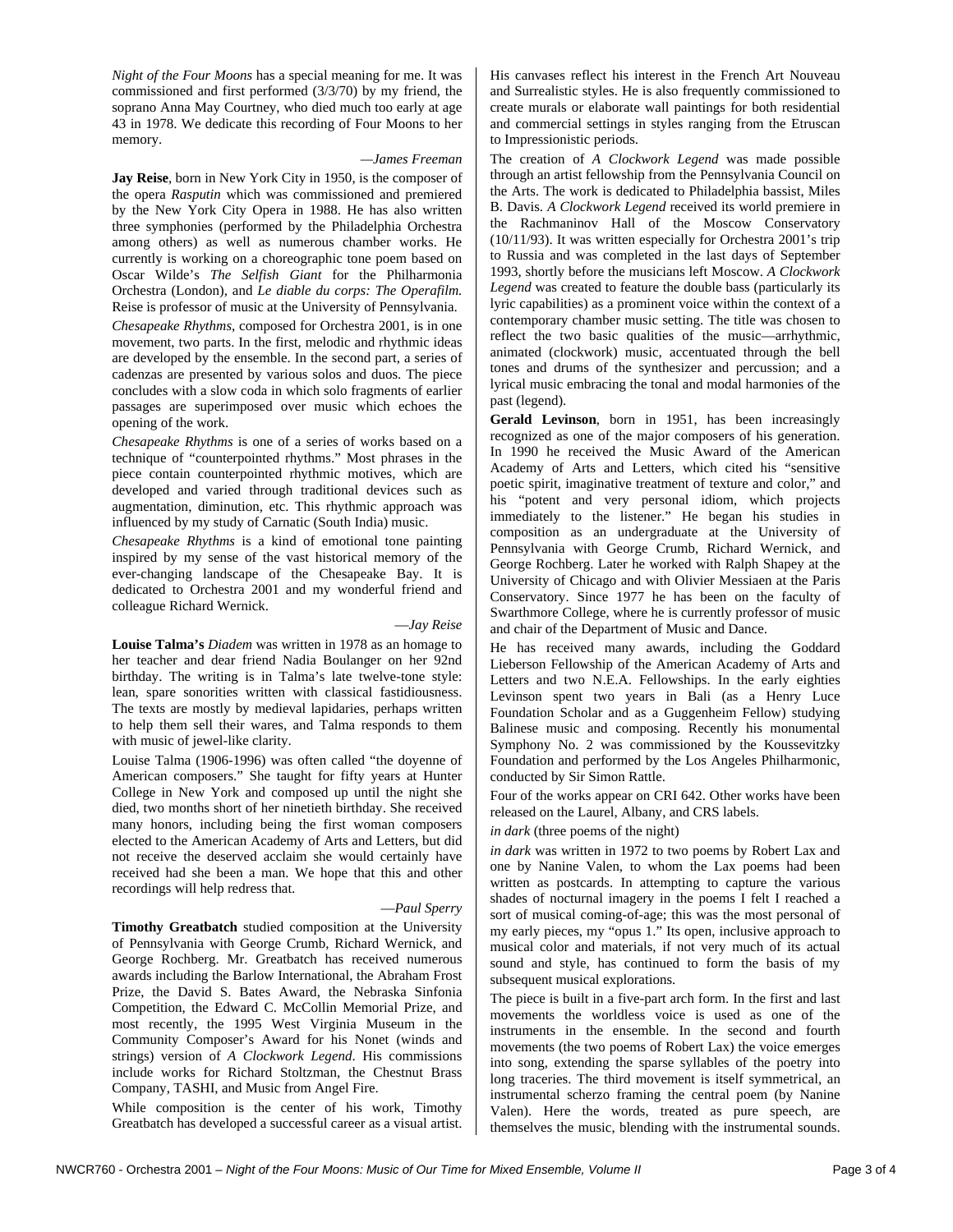*Night of the Four Moons* has a special meaning for me. It was commissioned and first performed (3/3/70) by my friend, the soprano Anna May Courtney, who died much too early at age 43 in 1978. We dedicate this recording of Four Moons to her memory.

—*James Freeman*

**Jay Reise**, born in New York City in 1950, is the composer of the opera *Rasputin* which was commissioned and premiered by the New York City Opera in 1988. He has also written three symphonies (performed by the Philadelphia Orchestra among others) as well as numerous chamber works. He currently is working on a choreographic tone poem based on Oscar Wilde's *The Selfish Giant* for the Philharmonia Orchestra (London), and *Le diable du corps: The Operafilm.* Reise is professor of music at the University of Pennsylvania.

*Chesapeake Rhythms*, composed for Orchestra 2001, is in one movement, two parts. In the first, melodic and rhythmic ideas are developed by the ensemble. In the second part, a series of cadenzas are presented by various solos and duos. The piece concludes with a slow coda in which solo fragments of earlier passages are superimposed over music which echoes the opening of the work.

*Chesapeake Rhythms* is one of a series of works based on a technique of "counterpointed rhythms." Most phrases in the piece contain counterpointed rhythmic motives, which are developed and varied through traditional devices such as augmentation, diminution, etc. This rhythmic approach was influenced by my study of Carnatic (South India) music.

*Chesapeake Rhythms* is a kind of emotional tone painting inspired by my sense of the vast historical memory of the ever-changing landscape of the Chesapeake Bay. It is dedicated to Orchestra 2001 and my wonderful friend and colleague Richard Wernick.

—*Jay Reise*

**Louise Talma's** *Diadem* was written in 1978 as an homage to her teacher and dear friend Nadia Boulanger on her 92nd birthday. The writing is in Talma's late twelve-tone style: lean, spare sonorities written with classical fastidiousness. The texts are mostly by medieval lapidaries, perhaps written to help them sell their wares, and Talma responds to them with music of jewel-like clarity.

Louise Talma (1906-1996) was often called "the doyenne of American composers." She taught for fifty years at Hunter College in New York and composed up until the night she died, two months short of her ninetieth birthday. She received many honors, including being the first woman composers elected to the American Academy of Arts and Letters, but did not receive the deserved acclaim she would certainly have received had she been a man. We hope that this and other recordings will help redress that.

—*Paul Sperry*

**Timothy Greatbatch** studied composition at the University of Pennsylvania with George Crumb, Richard Wernick, and George Rochberg. Mr. Greatbatch has received numerous awards including the Barlow International, the Abraham Frost Prize, the David S. Bates Award, the Nebraska Sinfonia Competition, the Edward C. McCollin Memorial Prize, and most recently, the 1995 West Virginia Museum in the Community Composer's Award for his Nonet (winds and strings) version of *A Clockwork Legend*. His commissions include works for Richard Stoltzman, the Chestnut Brass Company, TASHI, and Music from Angel Fire.

While composition is the center of his work, Timothy Greatbatch has developed a successful career as a visual artist. His canvases reflect his interest in the French Art Nouveau and Surrealistic styles. He is also frequently commissioned to create murals or elaborate wall paintings for both residential and commercial settings in styles ranging from the Etruscan to Impressionistic periods.

The creation of *A Clockwork Legend* was made possible through an artist fellowship from the Pennsylvania Council on the Arts. The work is dedicated to Philadelphia bassist, Miles B. Davis. *A Clockwork Legend* received its world premiere in the Rachmaninov Hall of the Moscow Conservatory (10/11/93). It was written especially for Orchestra 2001's trip to Russia and was completed in the last days of September 1993, shortly before the musicians left Moscow. *A Clockwork Legend* was created to feature the double bass (particularly its lyric capabilities) as a prominent voice within the context of a contemporary chamber music setting. The title was chosen to reflect the two basic qualities of the music—arrhythmic, animated (clockwork) music, accentuated through the bell tones and drums of the synthesizer and percussion; and a lyrical music embracing the tonal and modal harmonies of the past (legend).

**Gerald Levinson**, born in 1951, has been increasingly recognized as one of the major composers of his generation. In 1990 he received the Music Award of the American Academy of Arts and Letters, which cited his "sensitive poetic spirit, imaginative treatment of texture and color," and his "potent and very personal idiom, which projects immediately to the listener." He began his studies in composition as an undergraduate at the University of Pennsylvania with George Crumb, Richard Wernick, and George Rochberg. Later he worked with Ralph Shapey at the University of Chicago and with Olivier Messiaen at the Paris Conservatory. Since 1977 he has been on the faculty of Swarthmore College, where he is currently professor of music and chair of the Department of Music and Dance.

He has received many awards, including the Goddard Lieberson Fellowship of the American Academy of Arts and Letters and two N.E.A. Fellowships. In the early eighties Levinson spent two years in Bali (as a Henry Luce Foundation Scholar and as a Guggenheim Fellow) studying Balinese music and composing. Recently his monumental Symphony No. 2 was commissioned by the Koussevitzky Foundation and performed by the Los Angeles Philharmonic, conducted by Sir Simon Rattle.

Four of the works appear on CRI 642. Other works have been released on the Laurel, Albany, and CRS labels.

*in dark* (three poems of the night)

*in dark* was written in 1972 to two poems by Robert Lax and one by Nanine Valen, to whom the Lax poems had been written as postcards. In attempting to capture the various shades of nocturnal imagery in the poems I felt I reached a sort of musical coming-of-age; this was the most personal of my early pieces, my "opus 1." Its open, inclusive approach to musical color and materials, if not very much of its actual sound and style, has continued to form the basis of my subsequent musical explorations.

The piece is built in a five-part arch form. In the first and last movements the worldless voice is used as one of the instruments in the ensemble. In the second and fourth movements (the two poems of Robert Lax) the voice emerges into song, extending the sparse syllables of the poetry into long traceries. The third movement is itself symmetrical, an instrumental scherzo framing the central poem (by Nanine Valen). Here the words, treated as pure speech, are themselves the music, blending with the instrumental sounds.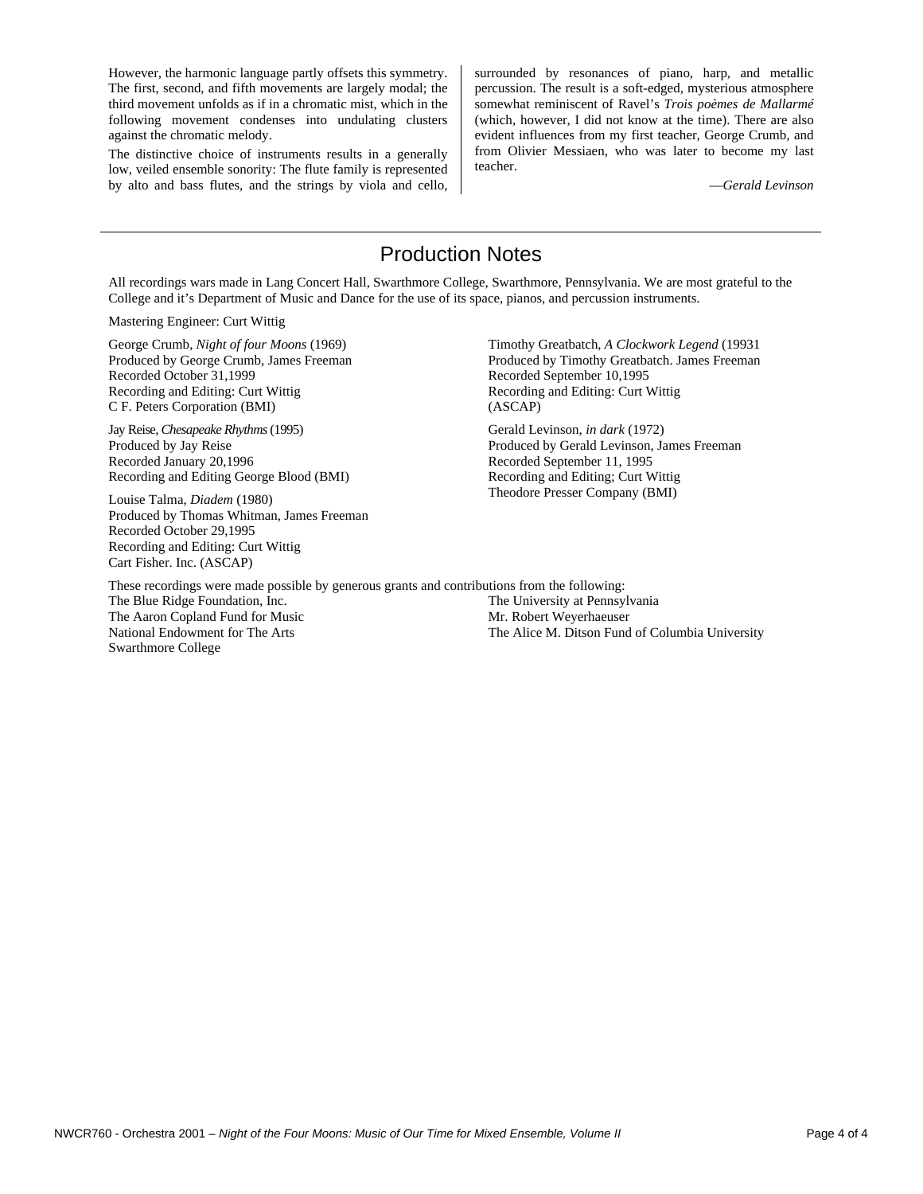However, the harmonic language partly offsets this symmetry. The first, second, and fifth movements are largely modal; the third movement unfolds as if in a chromatic mist, which in the following movement condenses into undulating clusters against the chromatic melody.

The distinctive choice of instruments results in a generally low, veiled ensemble sonority: The flute family is represented by alto and bass flutes, and the strings by viola and cello, surrounded by resonances of piano, harp, and metallic percussion. The result is a soft-edged, mysterious atmosphere somewhat reminiscent of Ravel's *Trois poèmes de Mallarmé* (which, however, I did not know at the time). There are also evident influences from my first teacher, George Crumb, and from Olivier Messiaen, who was later to become my last teacher.

—*Gerald Levinson*

## Production Notes

All recordings wars made in Lang Concert Hall, Swarthmore College, Swarthmore, Pennsylvania. We are most grateful to the College and it's Department of Music and Dance for the use of its space, pianos, and percussion instruments.

Mastering Engineer: Curt Wittig

George Crumb, *Night of four Moons* (1969)
Produced by George Crumb, James Freeman
Recorded October 31,1999
Recording and Editing: Curt Wittig
C F. Peters Corporation (BMI)

Jay Reise, *Chesapeake Rhythms* (1995)
Produced by Jay Reise
Recorded January 20,1996
Recording and Editing George Blood (BMI)

Louise Talma, *Diadem* (1980)
Produced by Thomas Whitman, James Freeman
Recorded October 29,1995
Recording and Editing: Curt Wittig
Cart Fisher. Inc. (ASCAP)

Timothy Greatbatch, *A Clockwork Legend* (19931
Produced by Timothy Greatbatch. James Freeman
Recorded September 10,1995
Recording and Editing: Curt Wittig
(ASCAP)

Gerald Levinson, *in dark* (1972)
Produced by Gerald Levinson, James Freeman
Recorded September 11, 1995
Recording and Editing; Curt Wittig
Theodore Presser Company (BMI)

These recordings were made possible by generous grants and contributions from the following:
The Blue Ridge Foundation, Inc.
The Aaron Copland Fund for Music
National Endowment for The Arts
Swarthmore College
The University at Pennsylvania
Mr. Robert Weyerhaeuser
The Alice M. Ditson Fund of Columbia University